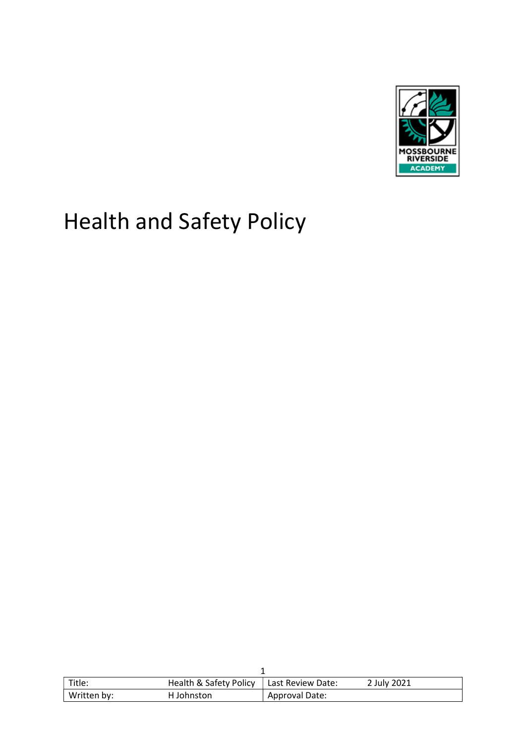# Health and Safety Policy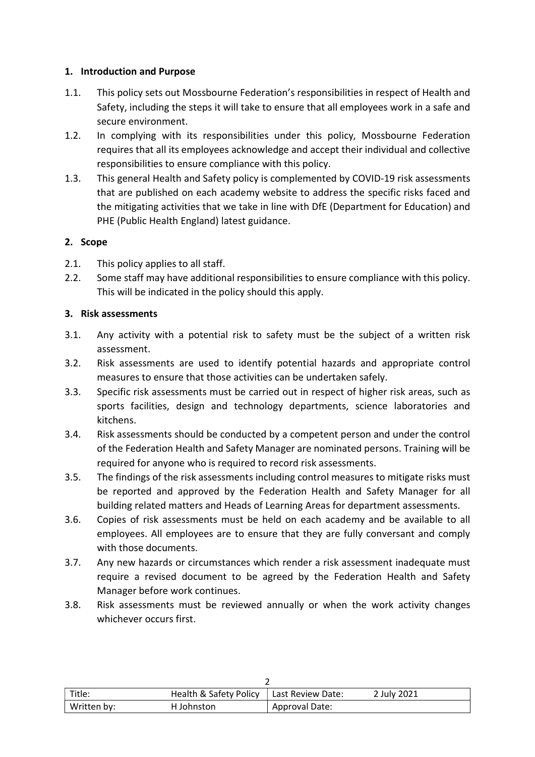## 1. Introduction and Purpose

1.1. This policy sets out Mossbourne Federation's responsibilities in respect of Health and Safety, including the steps it will take to ensure that all employees work in a safe and secure environment.

1.2. In complying with its responsibilities under this policy, Mossbourne Federation requires that all its employees acknowledge and accept their individual and collective responsibilities to ensure compliance with this policy.

1.3. This general Health and Safety policy is complemented by COVID-19 risk assessments that are published on each academy website to address the specific risks faced and the mitigating activities that we take in line with DfE (Department for Education) and PHE (Public Health England) latest guidance.

## 2. Scope

2.1. This policy applies to all staff.

2.2. Some staff may have additional responsibilities to ensure compliance with this policy. This will be indicated in the policy should this apply.

## 3. Risk assessments

3.1. Any activity with a potential risk to safety must be the subject of a written risk assessment.

3.2. Risk assessments are used to identify potential hazards and appropriate control measures to ensure that those activities can be undertaken safely.

3.3. Specific risk assessments must be carried out in respect of higher risk areas, such as sports facilities, design and technology departments, science laboratories and kitchens.

3.4. Risk assessments should be conducted by a competent person and under the control of the Federation Health and Safety Manager are nominated persons. Training will be required for anyone who is required to record risk assessments.

3.5. The findings of the risk assessments including control measures to mitigate risks must be reported and approved by the Federation Health and Safety Manager for all building related matters and Heads of Learning Areas for department assessments.

3.6. Copies of risk assessments must be held on each academy and be available to all employees. All employees are to ensure that they are fully conversant and comply with those documents.

3.7. Any new hazards or circumstances which render a risk assessment inadequate must require a revised document to be agreed by the Federation Health and Safety Manager before work continues.

3.8. Risk assessments must be reviewed annually or when the work activity changes whichever occurs first.

| Title: | Health & Safety Policy | Last Review Date: | 2 July 2021 |
|---|---|---|---|
| Written by: | H Johnston | Approval Date: | |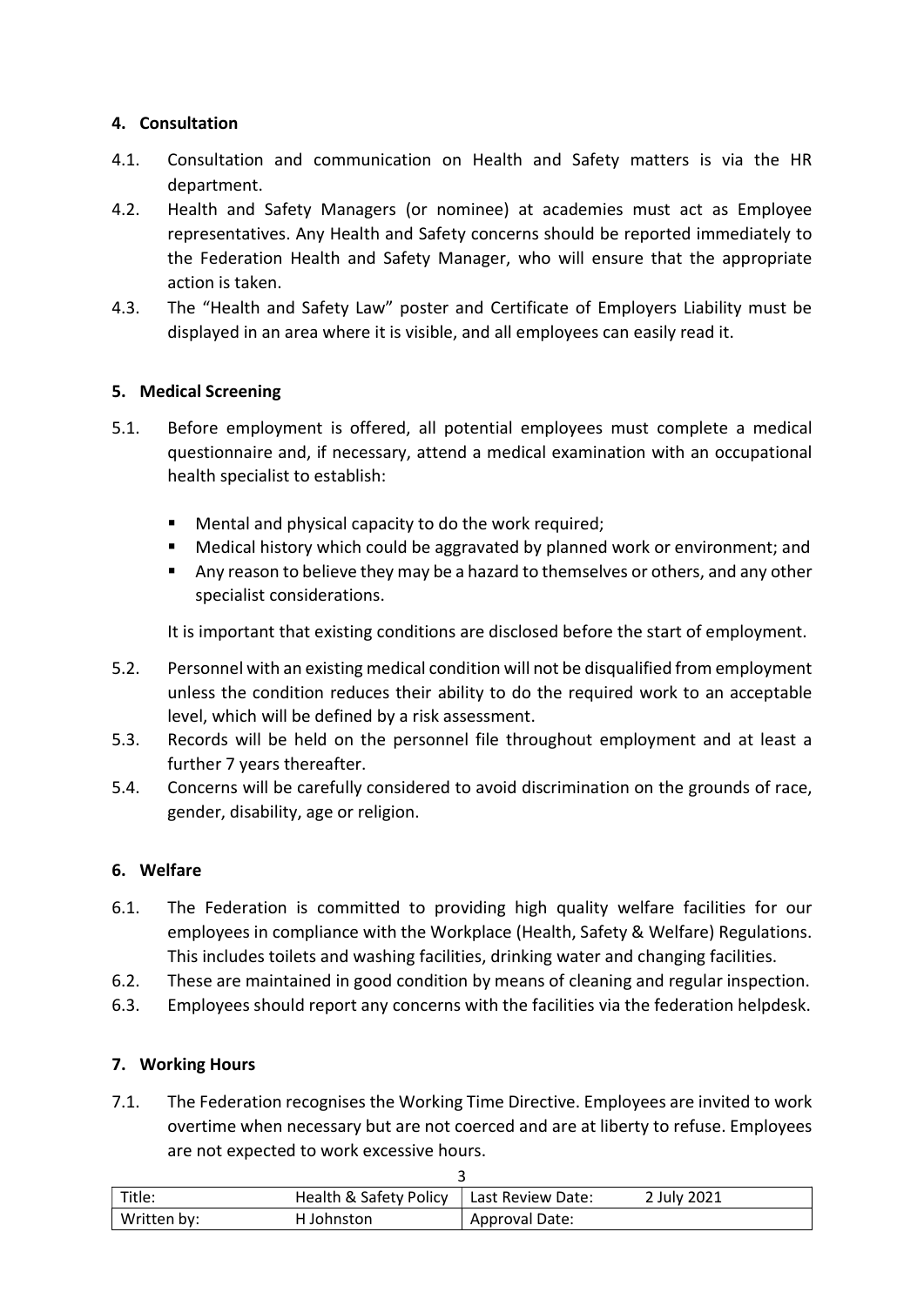## 4. Consultation

4.1. Consultation and communication on Health and Safety matters is via the HR department.

4.2. Health and Safety Managers (or nominee) at academies must act as Employee representatives. Any Health and Safety concerns should be reported immediately to the Federation Health and Safety Manager, who will ensure that the appropriate action is taken.

4.3. The "Health and Safety Law" poster and Certificate of Employers Liability must be displayed in an area where it is visible, and all employees can easily read it.

## 5. Medical Screening

5.1. Before employment is offered, all potential employees must complete a medical questionnaire and, if necessary, attend a medical examination with an occupational health specialist to establish:

- Mental and physical capacity to do the work required;
- Medical history which could be aggravated by planned work or environment; and
- Any reason to believe they may be a hazard to themselves or others, and any other specialist considerations.

It is important that existing conditions are disclosed before the start of employment.

5.2. Personnel with an existing medical condition will not be disqualified from employment unless the condition reduces their ability to do the required work to an acceptable level, which will be defined by a risk assessment.

5.3. Records will be held on the personnel file throughout employment and at least a further 7 years thereafter.

5.4. Concerns will be carefully considered to avoid discrimination on the grounds of race, gender, disability, age or religion.

## 6. Welfare

6.1. The Federation is committed to providing high quality welfare facilities for our employees in compliance with the Workplace (Health, Safety & Welfare) Regulations. This includes toilets and washing facilities, drinking water and changing facilities.

6.2. These are maintained in good condition by means of cleaning and regular inspection.

6.3. Employees should report any concerns with the facilities via the federation helpdesk.

## 7. Working Hours

7.1. The Federation recognises the Working Time Directive. Employees are invited to work overtime when necessary but are not coerced and are at liberty to refuse. Employees are not expected to work excessive hours.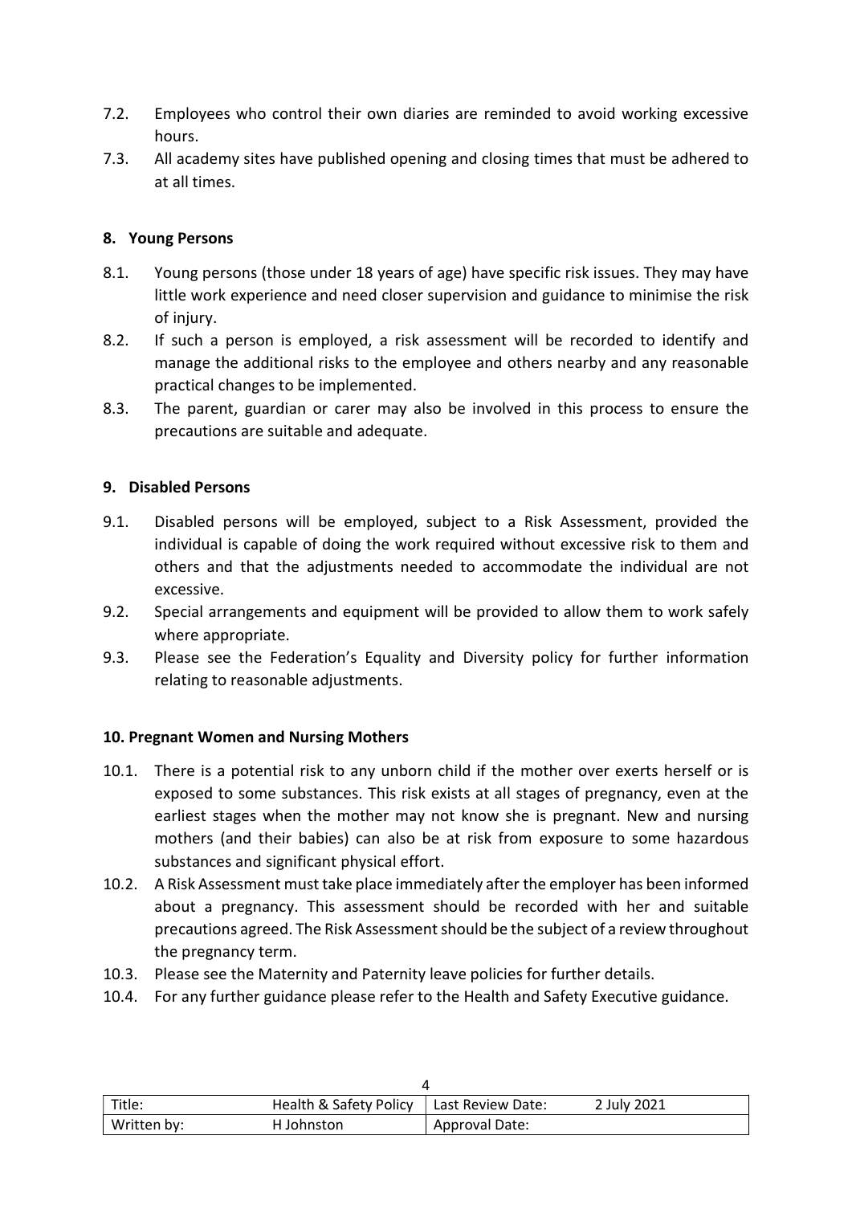7.2. Employees who control their own diaries are reminded to avoid working excessive hours.

7.3. All academy sites have published opening and closing times that must be adhered to at all times.

## 8. Young Persons

8.1. Young persons (those under 18 years of age) have specific risk issues. They may have little work experience and need closer supervision and guidance to minimise the risk of injury.

8.2. If such a person is employed, a risk assessment will be recorded to identify and manage the additional risks to the employee and others nearby and any reasonable practical changes to be implemented.

8.3. The parent, guardian or carer may also be involved in this process to ensure the precautions are suitable and adequate.

## 9. Disabled Persons

9.1. Disabled persons will be employed, subject to a Risk Assessment, provided the individual is capable of doing the work required without excessive risk to them and others and that the adjustments needed to accommodate the individual are not excessive.

9.2. Special arrangements and equipment will be provided to allow them to work safely where appropriate.

9.3. Please see the Federation's Equality and Diversity policy for further information relating to reasonable adjustments.

## 10. Pregnant Women and Nursing Mothers

10.1. There is a potential risk to any unborn child if the mother over exerts herself or is exposed to some substances. This risk exists at all stages of pregnancy, even at the earliest stages when the mother may not know she is pregnant. New and nursing mothers (and their babies) can also be at risk from exposure to some hazardous substances and significant physical effort.

10.2. A Risk Assessment must take place immediately after the employer has been informed about a pregnancy. This assessment should be recorded with her and suitable precautions agreed. The Risk Assessment should be the subject of a review throughout the pregnancy term.

10.3. Please see the Maternity and Paternity leave policies for further details.

10.4. For any further guidance please refer to the Health and Safety Executive guidance.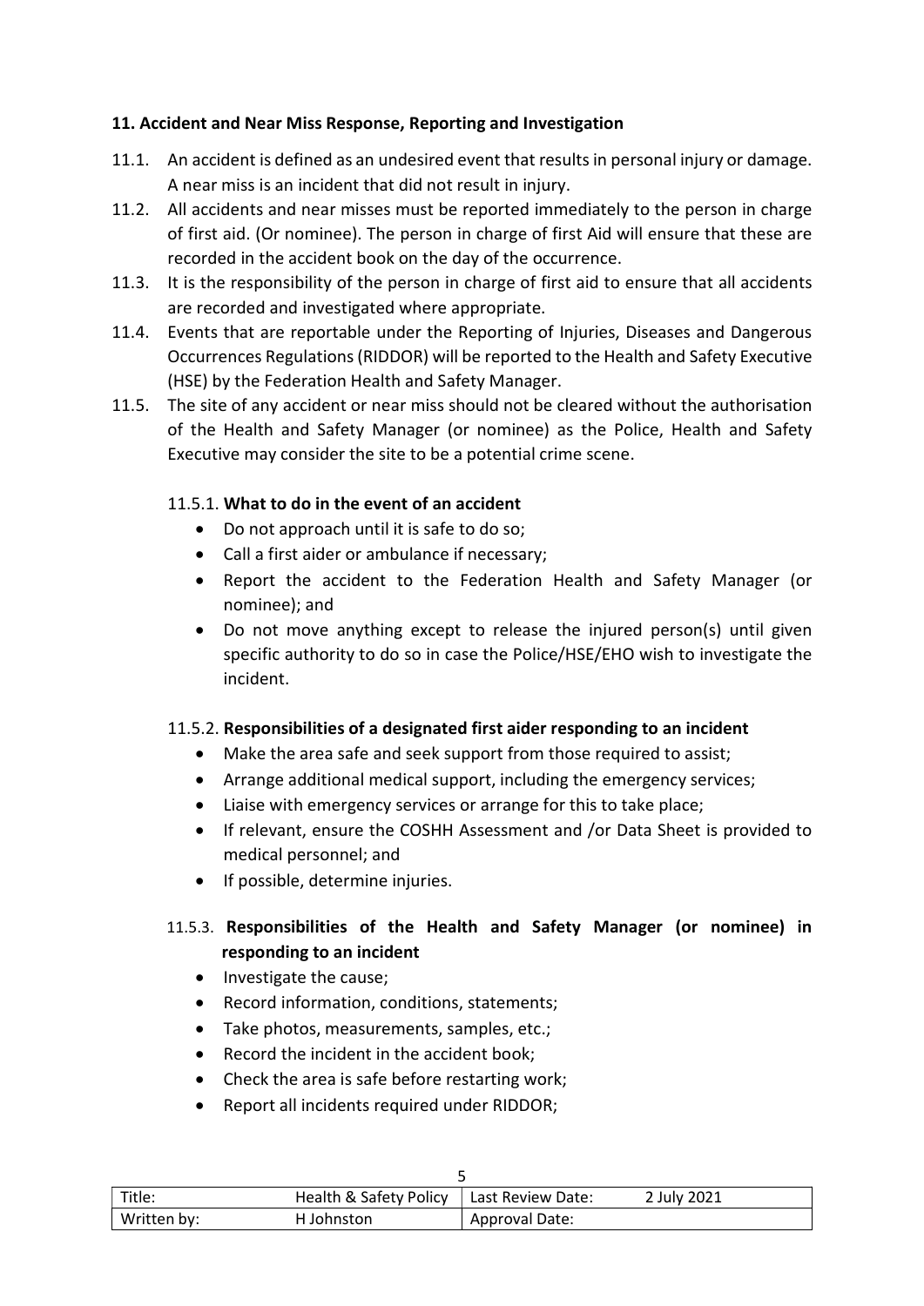**11. Accident and Near Miss Response, Reporting and Investigation**

11.1. An accident is defined as an undesired event that results in personal injury or damage. A near miss is an incident that did not result in injury.

11.2. All accidents and near misses must be reported immediately to the person in charge of first aid. (Or nominee). The person in charge of first Aid will ensure that these are recorded in the accident book on the day of the occurrence.

11.3. It is the responsibility of the person in charge of first aid to ensure that all accidents are recorded and investigated where appropriate.

11.4. Events that are reportable under the Reporting of Injuries, Diseases and Dangerous Occurrences Regulations (RIDDOR) will be reported to the Health and Safety Executive (HSE) by the Federation Health and Safety Manager.

11.5. The site of any accident or near miss should not be cleared without the authorisation of the Health and Safety Manager (or nominee) as the Police, Health and Safety Executive may consider the site to be a potential crime scene.

11.5.1. **What to do in the event of an accident**

- Do not approach until it is safe to do so;
- Call a first aider or ambulance if necessary;
- Report the accident to the Federation Health and Safety Manager (or nominee); and
- Do not move anything except to release the injured person(s) until given specific authority to do so in case the Police/HSE/EHO wish to investigate the incident.

11.5.2. **Responsibilities of a designated first aider responding to an incident**

- Make the area safe and seek support from those required to assist;
- Arrange additional medical support, including the emergency services;
- Liaise with emergency services or arrange for this to take place;
- If relevant, ensure the COSHH Assessment and /or Data Sheet is provided to medical personnel; and
- If possible, determine injuries.

11.5.3. **Responsibilities of the Health and Safety Manager (or nominee) in responding to an incident**

- Investigate the cause;
- Record information, conditions, statements;
- Take photos, measurements, samples, etc.;
- Record the incident in the accident book;
- Check the area is safe before restarting work;
- Report all incidents required under RIDDOR;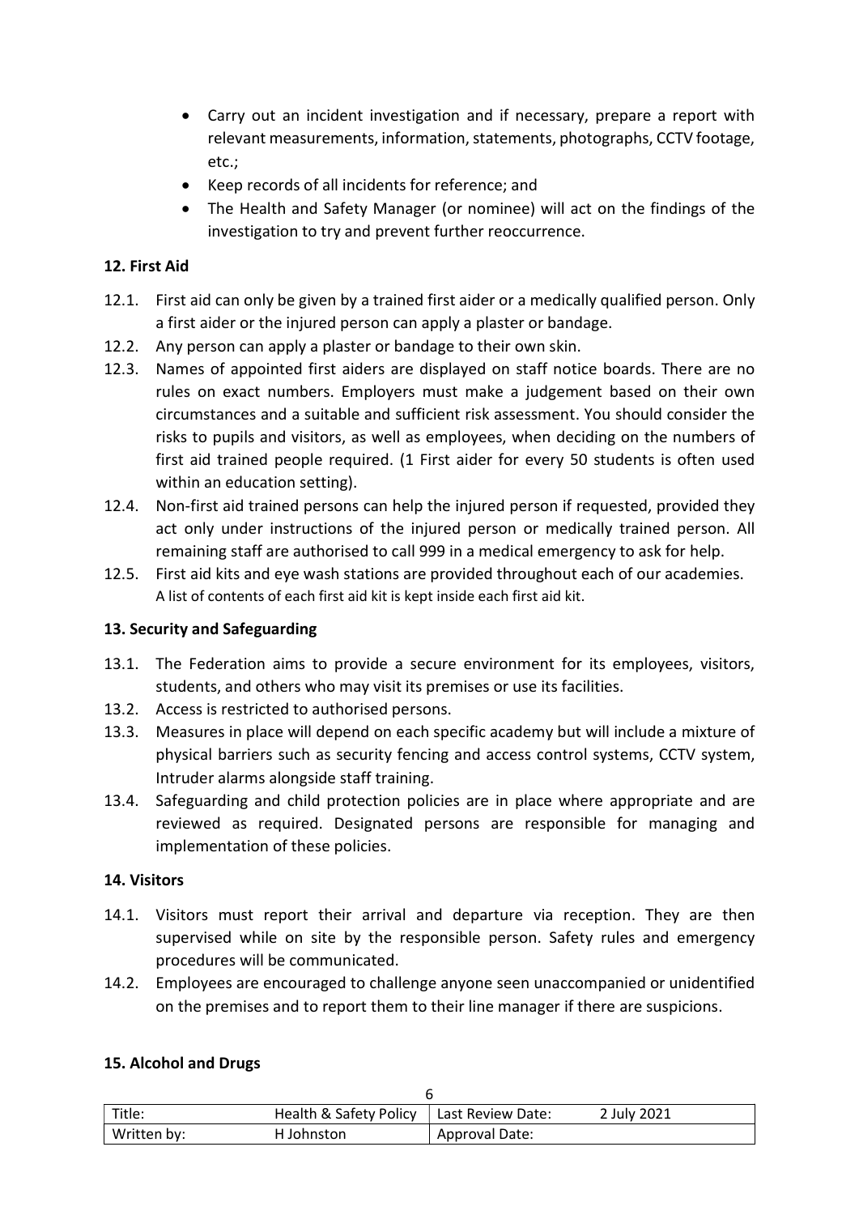- Carry out an incident investigation and if necessary, prepare a report with relevant measurements, information, statements, photographs, CCTV footage, etc.;
- Keep records of all incidents for reference; and
- The Health and Safety Manager (or nominee) will act on the findings of the investigation to try and prevent further reoccurrence.

**12. First Aid**

12.1. First aid can only be given by a trained first aider or a medically qualified person. Only a first aider or the injured person can apply a plaster or bandage.

12.2. Any person can apply a plaster or bandage to their own skin.

12.3. Names of appointed first aiders are displayed on staff notice boards. There are no rules on exact numbers. Employers must make a judgement based on their own circumstances and a suitable and sufficient risk assessment. You should consider the risks to pupils and visitors, as well as employees, when deciding on the numbers of first aid trained people required. (1 First aider for every 50 students is often used within an education setting).

12.4. Non-first aid trained persons can help the injured person if requested, provided they act only under instructions of the injured person or medically trained person. All remaining staff are authorised to call 999 in a medical emergency to ask for help.

12.5. First aid kits and eye wash stations are provided throughout each of our academies. A list of contents of each first aid kit is kept inside each first aid kit.

**13. Security and Safeguarding**

13.1. The Federation aims to provide a secure environment for its employees, visitors, students, and others who may visit its premises or use its facilities.

13.2. Access is restricted to authorised persons.

13.3. Measures in place will depend on each specific academy but will include a mixture of physical barriers such as security fencing and access control systems, CCTV system, Intruder alarms alongside staff training.

13.4. Safeguarding and child protection policies are in place where appropriate and are reviewed as required. Designated persons are responsible for managing and implementation of these policies.

**14. Visitors**

14.1. Visitors must report their arrival and departure via reception. They are then supervised while on site by the responsible person. Safety rules and emergency procedures will be communicated.

14.2. Employees are encouraged to challenge anyone seen unaccompanied or unidentified on the premises and to report them to their line manager if there are suspicions.

**15. Alcohol and Drugs**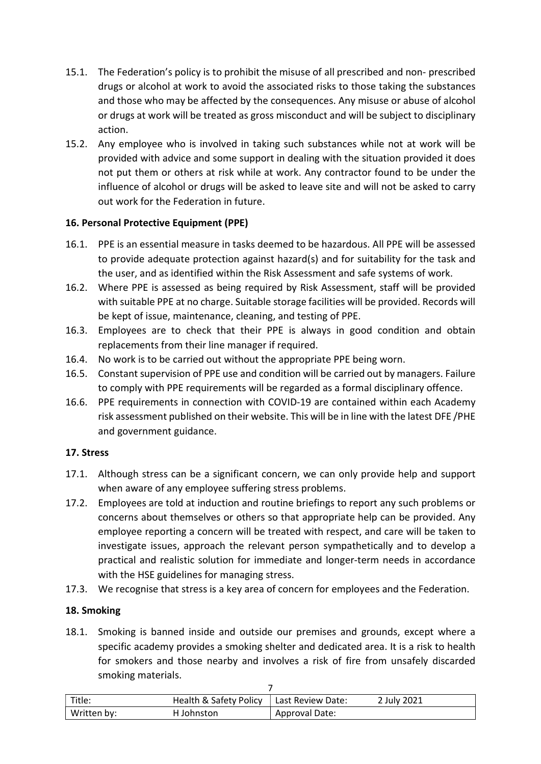15.1. The Federation's policy is to prohibit the misuse of all prescribed and non- prescribed drugs or alcohol at work to avoid the associated risks to those taking the substances and those who may be affected by the consequences. Any misuse or abuse of alcohol or drugs at work will be treated as gross misconduct and will be subject to disciplinary action.

15.2. Any employee who is involved in taking such substances while not at work will be provided with advice and some support in dealing with the situation provided it does not put them or others at risk while at work. Any contractor found to be under the influence of alcohol or drugs will be asked to leave site and will not be asked to carry out work for the Federation in future.

## 16. Personal Protective Equipment (PPE)

16.1. PPE is an essential measure in tasks deemed to be hazardous. All PPE will be assessed to provide adequate protection against hazard(s) and for suitability for the task and the user, and as identified within the Risk Assessment and safe systems of work.

16.2. Where PPE is assessed as being required by Risk Assessment, staff will be provided with suitable PPE at no charge. Suitable storage facilities will be provided. Records will be kept of issue, maintenance, cleaning, and testing of PPE.

16.3. Employees are to check that their PPE is always in good condition and obtain replacements from their line manager if required.

16.4. No work is to be carried out without the appropriate PPE being worn.

16.5. Constant supervision of PPE use and condition will be carried out by managers. Failure to comply with PPE requirements will be regarded as a formal disciplinary offence.

16.6. PPE requirements in connection with COVID-19 are contained within each Academy risk assessment published on their website. This will be in line with the latest DFE /PHE and government guidance.

## 17. Stress

17.1. Although stress can be a significant concern, we can only provide help and support when aware of any employee suffering stress problems.

17.2. Employees are told at induction and routine briefings to report any such problems or concerns about themselves or others so that appropriate help can be provided. Any employee reporting a concern will be treated with respect, and care will be taken to investigate issues, approach the relevant person sympathetically and to develop a practical and realistic solution for immediate and longer-term needs in accordance with the HSE guidelines for managing stress.

17.3. We recognise that stress is a key area of concern for employees and the Federation.

## 18. Smoking

18.1. Smoking is banned inside and outside our premises and grounds, except where a specific academy provides a smoking shelter and dedicated area. It is a risk to health for smokers and those nearby and involves a risk of fire from unsafely discarded smoking materials.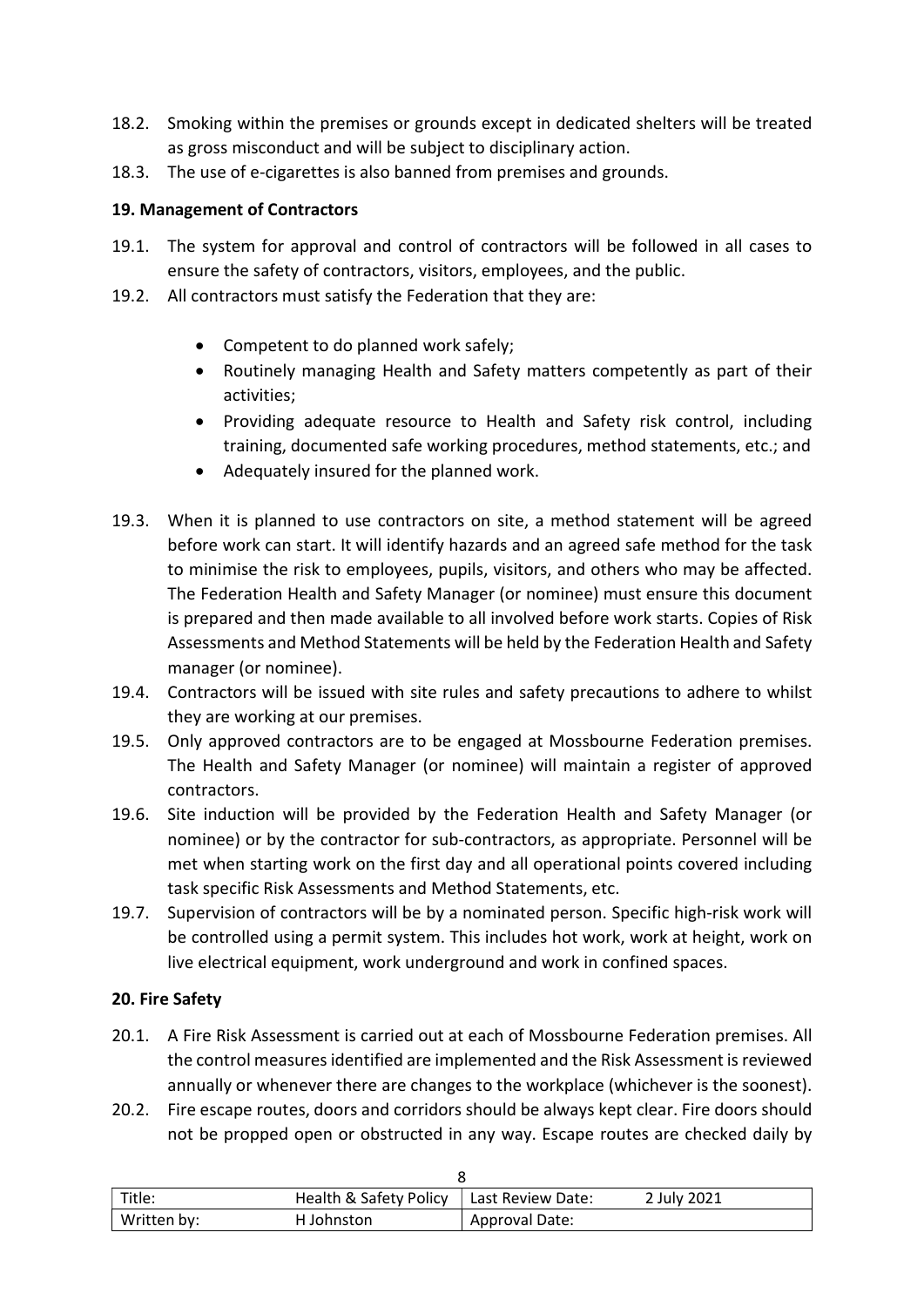18.2. Smoking within the premises or grounds except in dedicated shelters will be treated as gross misconduct and will be subject to disciplinary action.

18.3. The use of e-cigarettes is also banned from premises and grounds.

**19. Management of Contractors**

19.1. The system for approval and control of contractors will be followed in all cases to ensure the safety of contractors, visitors, employees, and the public.

19.2. All contractors must satisfy the Federation that they are:

- Competent to do planned work safely;
- Routinely managing Health and Safety matters competently as part of their activities;
- Providing adequate resource to Health and Safety risk control, including training, documented safe working procedures, method statements, etc.; and
- Adequately insured for the planned work.

19.3. When it is planned to use contractors on site, a method statement will be agreed before work can start. It will identify hazards and an agreed safe method for the task to minimise the risk to employees, pupils, visitors, and others who may be affected. The Federation Health and Safety Manager (or nominee) must ensure this document is prepared and then made available to all involved before work starts. Copies of Risk Assessments and Method Statements will be held by the Federation Health and Safety manager (or nominee).

19.4. Contractors will be issued with site rules and safety precautions to adhere to whilst they are working at our premises.

19.5. Only approved contractors are to be engaged at Mossbourne Federation premises. The Health and Safety Manager (or nominee) will maintain a register of approved contractors.

19.6. Site induction will be provided by the Federation Health and Safety Manager (or nominee) or by the contractor for sub-contractors, as appropriate. Personnel will be met when starting work on the first day and all operational points covered including task specific Risk Assessments and Method Statements, etc.

19.7. Supervision of contractors will be by a nominated person. Specific high-risk work will be controlled using a permit system. This includes hot work, work at height, work on live electrical equipment, work underground and work in confined spaces.

**20. Fire Safety**

20.1. A Fire Risk Assessment is carried out at each of Mossbourne Federation premises. All the control measures identified are implemented and the Risk Assessment is reviewed annually or whenever there are changes to the workplace (whichever is the soonest).

20.2. Fire escape routes, doors and corridors should be always kept clear. Fire doors should not be propped open or obstructed in any way. Escape routes are checked daily by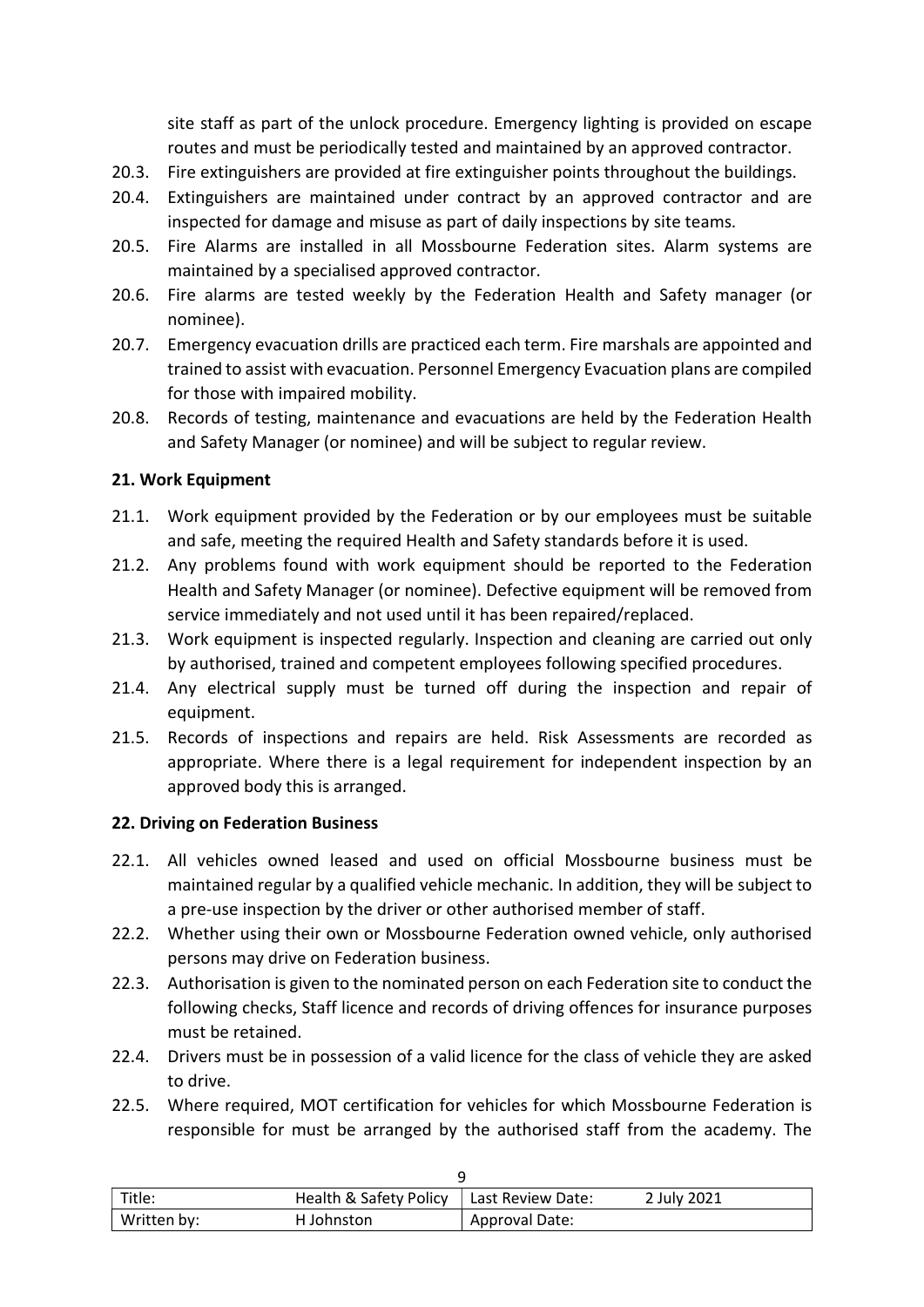site staff as part of the unlock procedure. Emergency lighting is provided on escape routes and must be periodically tested and maintained by an approved contractor.

20.3. Fire extinguishers are provided at fire extinguisher points throughout the buildings.

20.4. Extinguishers are maintained under contract by an approved contractor and are inspected for damage and misuse as part of daily inspections by site teams.

20.5. Fire Alarms are installed in all Mossbourne Federation sites. Alarm systems are maintained by a specialised approved contractor.

20.6. Fire alarms are tested weekly by the Federation Health and Safety manager (or nominee).

20.7. Emergency evacuation drills are practiced each term. Fire marshals are appointed and trained to assist with evacuation. Personnel Emergency Evacuation plans are compiled for those with impaired mobility.

20.8. Records of testing, maintenance and evacuations are held by the Federation Health and Safety Manager (or nominee) and will be subject to regular review.

**21. Work Equipment**

21.1. Work equipment provided by the Federation or by our employees must be suitable and safe, meeting the required Health and Safety standards before it is used.

21.2. Any problems found with work equipment should be reported to the Federation Health and Safety Manager (or nominee). Defective equipment will be removed from service immediately and not used until it has been repaired/replaced.

21.3. Work equipment is inspected regularly. Inspection and cleaning are carried out only by authorised, trained and competent employees following specified procedures.

21.4. Any electrical supply must be turned off during the inspection and repair of equipment.

21.5. Records of inspections and repairs are held. Risk Assessments are recorded as appropriate. Where there is a legal requirement for independent inspection by an approved body this is arranged.

**22. Driving on Federation Business**

22.1. All vehicles owned leased and used on official Mossbourne business must be maintained regular by a qualified vehicle mechanic. In addition, they will be subject to a pre-use inspection by the driver or other authorised member of staff.

22.2. Whether using their own or Mossbourne Federation owned vehicle, only authorised persons may drive on Federation business.

22.3. Authorisation is given to the nominated person on each Federation site to conduct the following checks, Staff licence and records of driving offences for insurance purposes must be retained.

22.4. Drivers must be in possession of a valid licence for the class of vehicle they are asked to drive.

22.5. Where required, MOT certification for vehicles for which Mossbourne Federation is responsible for must be arranged by the authorised staff from the academy. The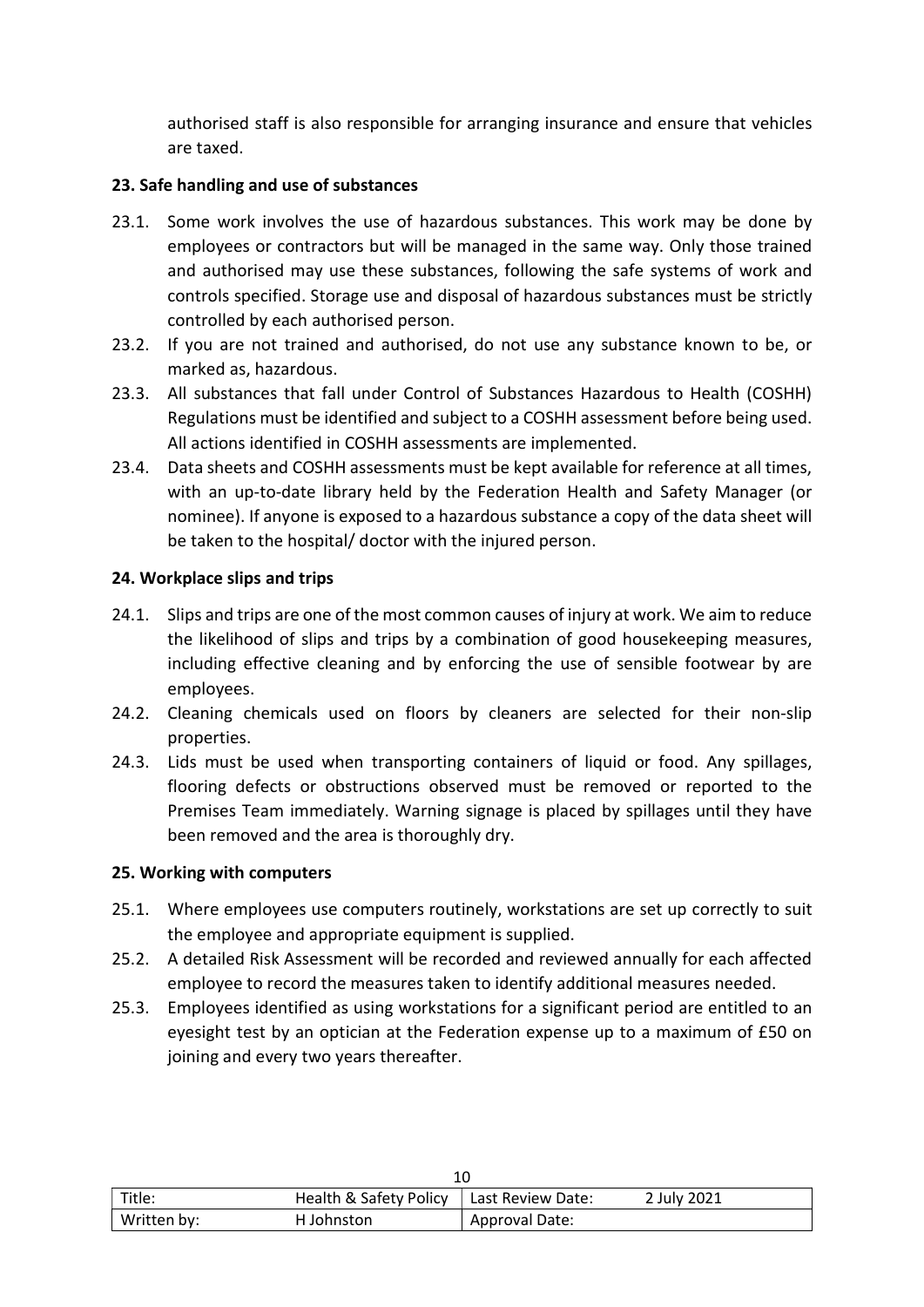authorised staff is also responsible for arranging insurance and ensure that vehicles are taxed.

**23. Safe handling and use of substances**

23.1. Some work involves the use of hazardous substances. This work may be done by employees or contractors but will be managed in the same way. Only those trained and authorised may use these substances, following the safe systems of work and controls specified. Storage use and disposal of hazardous substances must be strictly controlled by each authorised person.

23.2. If you are not trained and authorised, do not use any substance known to be, or marked as, hazardous.

23.3. All substances that fall under Control of Substances Hazardous to Health (COSHH) Regulations must be identified and subject to a COSHH assessment before being used. All actions identified in COSHH assessments are implemented.

23.4. Data sheets and COSHH assessments must be kept available for reference at all times, with an up-to-date library held by the Federation Health and Safety Manager (or nominee). If anyone is exposed to a hazardous substance a copy of the data sheet will be taken to the hospital/ doctor with the injured person.

**24. Workplace slips and trips**

24.1. Slips and trips are one of the most common causes of injury at work. We aim to reduce the likelihood of slips and trips by a combination of good housekeeping measures, including effective cleaning and by enforcing the use of sensible footwear by are employees.

24.2. Cleaning chemicals used on floors by cleaners are selected for their non-slip properties.

24.3. Lids must be used when transporting containers of liquid or food. Any spillages, flooring defects or obstructions observed must be removed or reported to the Premises Team immediately. Warning signage is placed by spillages until they have been removed and the area is thoroughly dry.

**25. Working with computers**

25.1. Where employees use computers routinely, workstations are set up correctly to suit the employee and appropriate equipment is supplied.

25.2. A detailed Risk Assessment will be recorded and reviewed annually for each affected employee to record the measures taken to identify additional measures needed.

25.3. Employees identified as using workstations for a significant period are entitled to an eyesight test by an optician at the Federation expense up to a maximum of £50 on joining and every two years thereafter.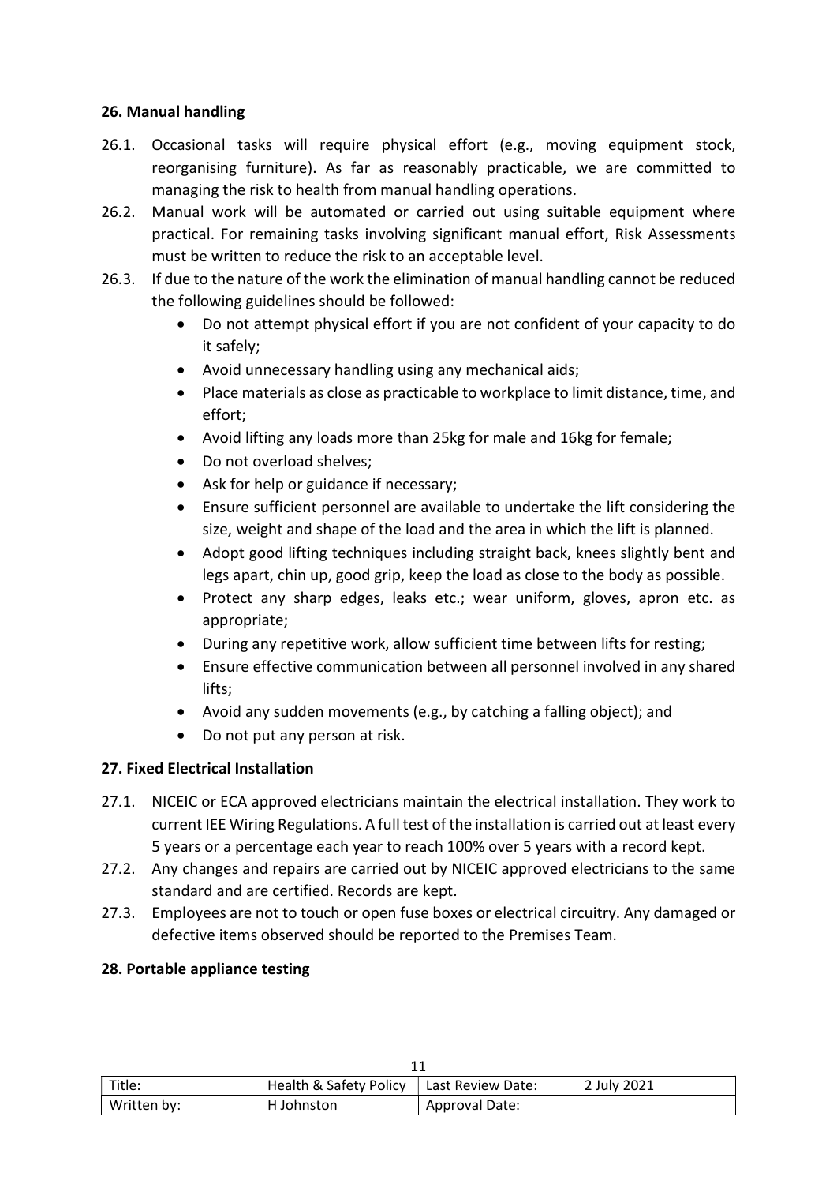**26. Manual handling**

26.1. Occasional tasks will require physical effort (e.g., moving equipment stock, reorganising furniture). As far as reasonably practicable, we are committed to managing the risk to health from manual handling operations.

26.2. Manual work will be automated or carried out using suitable equipment where practical. For remaining tasks involving significant manual effort, Risk Assessments must be written to reduce the risk to an acceptable level.

26.3. If due to the nature of the work the elimination of manual handling cannot be reduced the following guidelines should be followed:

- Do not attempt physical effort if you are not confident of your capacity to do it safely;
- Avoid unnecessary handling using any mechanical aids;
- Place materials as close as practicable to workplace to limit distance, time, and effort;
- Avoid lifting any loads more than 25kg for male and 16kg for female;
- Do not overload shelves;
- Ask for help or guidance if necessary;
- Ensure sufficient personnel are available to undertake the lift considering the size, weight and shape of the load and the area in which the lift is planned.
- Adopt good lifting techniques including straight back, knees slightly bent and legs apart, chin up, good grip, keep the load as close to the body as possible.
- Protect any sharp edges, leaks etc.; wear uniform, gloves, apron etc. as appropriate;
- During any repetitive work, allow sufficient time between lifts for resting;
- Ensure effective communication between all personnel involved in any shared lifts;
- Avoid any sudden movements (e.g., by catching a falling object); and
- Do not put any person at risk.

**27. Fixed Electrical Installation**

27.1. NICEIC or ECA approved electricians maintain the electrical installation. They work to current IEE Wiring Regulations. A full test of the installation is carried out at least every 5 years or a percentage each year to reach 100% over 5 years with a record kept.

27.2. Any changes and repairs are carried out by NICEIC approved electricians to the same standard and are certified. Records are kept.

27.3. Employees are not to touch or open fuse boxes or electrical circuitry. Any damaged or defective items observed should be reported to the Premises Team.

**28. Portable appliance testing**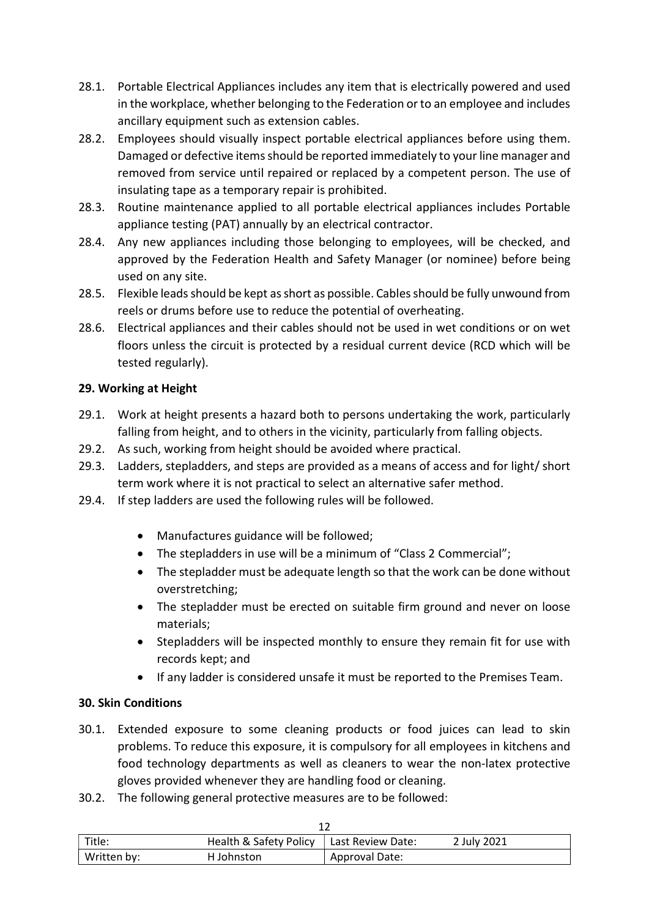28.1. Portable Electrical Appliances includes any item that is electrically powered and used in the workplace, whether belonging to the Federation or to an employee and includes ancillary equipment such as extension cables.

28.2. Employees should visually inspect portable electrical appliances before using them. Damaged or defective items should be reported immediately to your line manager and removed from service until repaired or replaced by a competent person. The use of insulating tape as a temporary repair is prohibited.

28.3. Routine maintenance applied to all portable electrical appliances includes Portable appliance testing (PAT) annually by an electrical contractor.

28.4. Any new appliances including those belonging to employees, will be checked, and approved by the Federation Health and Safety Manager (or nominee) before being used on any site.

28.5. Flexible leads should be kept as short as possible. Cables should be fully unwound from reels or drums before use to reduce the potential of overheating.

28.6. Electrical appliances and their cables should not be used in wet conditions or on wet floors unless the circuit is protected by a residual current device (RCD which will be tested regularly).

**29. Working at Height**

29.1. Work at height presents a hazard both to persons undertaking the work, particularly falling from height, and to others in the vicinity, particularly from falling objects.

29.2. As such, working from height should be avoided where practical.

29.3. Ladders, stepladders, and steps are provided as a means of access and for light/ short term work where it is not practical to select an alternative safer method.

29.4. If step ladders are used the following rules will be followed.

- Manufactures guidance will be followed;
- The stepladders in use will be a minimum of "Class 2 Commercial";
- The stepladder must be adequate length so that the work can be done without overstretching;
- The stepladder must be erected on suitable firm ground and never on loose materials;
- Stepladders will be inspected monthly to ensure they remain fit for use with records kept; and
- If any ladder is considered unsafe it must be reported to the Premises Team.

**30. Skin Conditions**

30.1. Extended exposure to some cleaning products or food juices can lead to skin problems. To reduce this exposure, it is compulsory for all employees in kitchens and food technology departments as well as cleaners to wear the non-latex protective gloves provided whenever they are handling food or cleaning.

30.2. The following general protective measures are to be followed: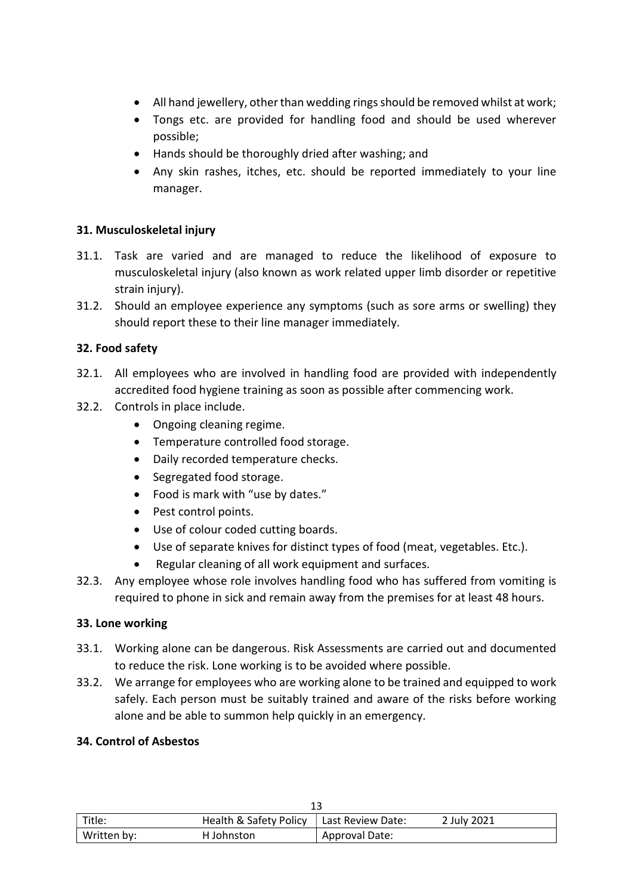- All hand jewellery, other than wedding rings should be removed whilst at work;
- Tongs etc. are provided for handling food and should be used wherever possible;
- Hands should be thoroughly dried after washing; and
- Any skin rashes, itches, etc. should be reported immediately to your line manager.

### 31. Musculoskeletal injury

31.1. Task are varied and are managed to reduce the likelihood of exposure to musculoskeletal injury (also known as work related upper limb disorder or repetitive strain injury).

31.2. Should an employee experience any symptoms (such as sore arms or swelling) they should report these to their line manager immediately.

### 32. Food safety

32.1. All employees who are involved in handling food are provided with independently accredited food hygiene training as soon as possible after commencing work.

32.2. Controls in place include.

- Ongoing cleaning regime.
- Temperature controlled food storage.
- Daily recorded temperature checks.
- Segregated food storage.
- Food is mark with "use by dates."
- Pest control points.
- Use of colour coded cutting boards.
- Use of separate knives for distinct types of food (meat, vegetables. Etc.).
- Regular cleaning of all work equipment and surfaces.

32.3. Any employee whose role involves handling food who has suffered from vomiting is required to phone in sick and remain away from the premises for at least 48 hours.

### 33. Lone working

33.1. Working alone can be dangerous. Risk Assessments are carried out and documented to reduce the risk. Lone working is to be avoided where possible.

33.2. We arrange for employees who are working alone to be trained and equipped to work safely. Each person must be suitably trained and aware of the risks before working alone and be able to summon help quickly in an emergency.

### 34. Control of Asbestos

| Title: | Health & Safety Policy | Last Review Date: 2 July 2021 |
| --- | --- | --- |
| Written by: | H Johnston | Approval Date: |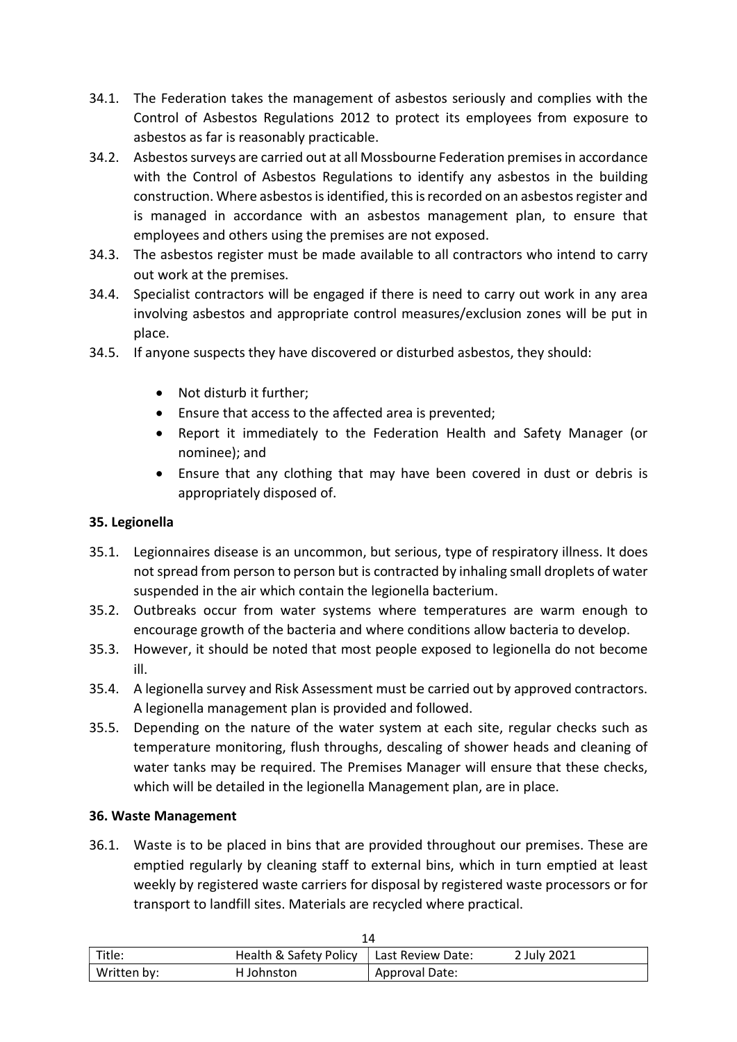34.1. The Federation takes the management of asbestos seriously and complies with the Control of Asbestos Regulations 2012 to protect its employees from exposure to asbestos as far is reasonably practicable.

34.2. Asbestos surveys are carried out at all Mossbourne Federation premises in accordance with the Control of Asbestos Regulations to identify any asbestos in the building construction. Where asbestos is identified, this is recorded on an asbestos register and is managed in accordance with an asbestos management plan, to ensure that employees and others using the premises are not exposed.

34.3. The asbestos register must be made available to all contractors who intend to carry out work at the premises.

34.4. Specialist contractors will be engaged if there is need to carry out work in any area involving asbestos and appropriate control measures/exclusion zones will be put in place.

34.5. If anyone suspects they have discovered or disturbed asbestos, they should:

- Not disturb it further;
- Ensure that access to the affected area is prevented;
- Report it immediately to the Federation Health and Safety Manager (or nominee); and
- Ensure that any clothing that may have been covered in dust or debris is appropriately disposed of.

**35. Legionella**

35.1. Legionnaires disease is an uncommon, but serious, type of respiratory illness. It does not spread from person to person but is contracted by inhaling small droplets of water suspended in the air which contain the legionella bacterium.

35.2. Outbreaks occur from water systems where temperatures are warm enough to encourage growth of the bacteria and where conditions allow bacteria to develop.

35.3. However, it should be noted that most people exposed to legionella do not become ill.

35.4. A legionella survey and Risk Assessment must be carried out by approved contractors. A legionella management plan is provided and followed.

35.5. Depending on the nature of the water system at each site, regular checks such as temperature monitoring, flush throughs, descaling of shower heads and cleaning of water tanks may be required. The Premises Manager will ensure that these checks, which will be detailed in the legionella Management plan, are in place.

**36. Waste Management**

36.1. Waste is to be placed in bins that are provided throughout our premises. These are emptied regularly by cleaning staff to external bins, which in turn emptied at least weekly by registered waste carriers for disposal by registered waste processors or for transport to landfill sites. Materials are recycled where practical.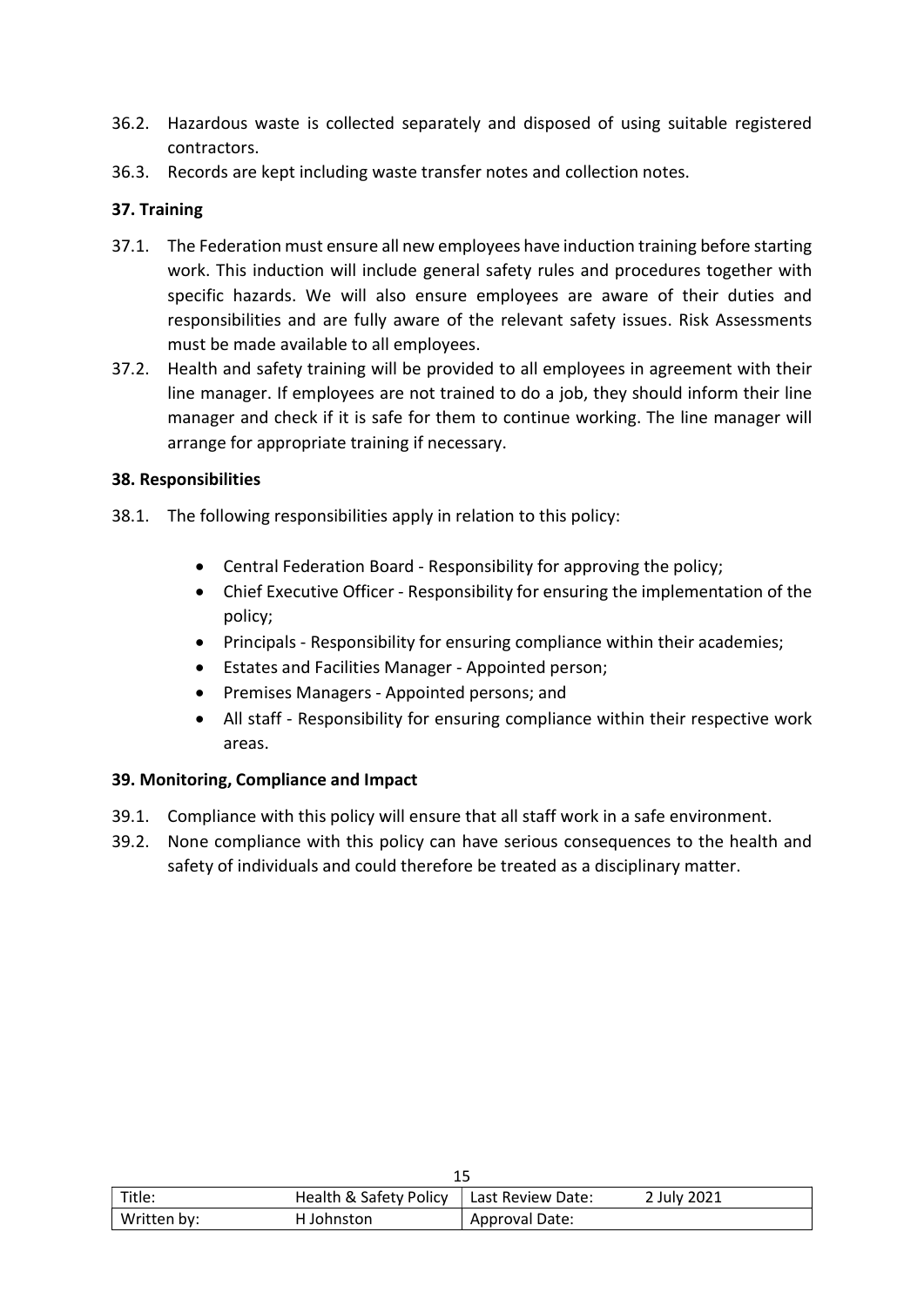36.2. Hazardous waste is collected separately and disposed of using suitable registered contractors.

36.3. Records are kept including waste transfer notes and collection notes.

**37. Training**

37.1. The Federation must ensure all new employees have induction training before starting work. This induction will include general safety rules and procedures together with specific hazards. We will also ensure employees are aware of their duties and responsibilities and are fully aware of the relevant safety issues. Risk Assessments must be made available to all employees.

37.2. Health and safety training will be provided to all employees in agreement with their line manager. If employees are not trained to do a job, they should inform their line manager and check if it is safe for them to continue working. The line manager will arrange for appropriate training if necessary.

**38. Responsibilities**

38.1. The following responsibilities apply in relation to this policy:

- Central Federation Board - Responsibility for approving the policy;
- Chief Executive Officer - Responsibility for ensuring the implementation of the policy;
- Principals - Responsibility for ensuring compliance within their academies;
- Estates and Facilities Manager - Appointed person;
- Premises Managers - Appointed persons; and
- All staff - Responsibility for ensuring compliance within their respective work areas.

**39. Monitoring, Compliance and Impact**

39.1. Compliance with this policy will ensure that all staff work in a safe environment.

39.2. None compliance with this policy can have serious consequences to the health and safety of individuals and could therefore be treated as a disciplinary matter.

| Title: | Health & Safety Policy | Last Review Date: | 2 July 2021 |
|---|---|---|---|
| Written by: | H Johnston | Approval Date: | |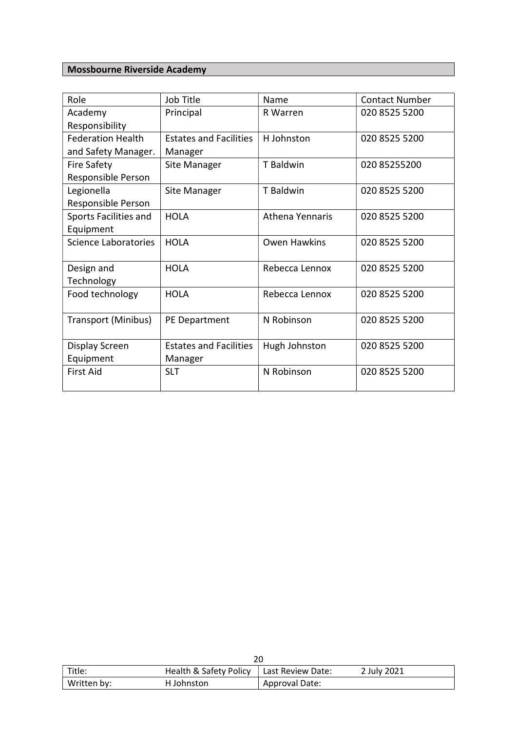**Mossbourne Riverside Academy**

| Role | Job Title | Name | Contact Number |
|---|---|---|---|
| Academy Responsibility | Principal | R Warren | 020 8525 5200 |
| Federation Health and Safety Manager. | Estates and Facilities Manager | H Johnston | 020 8525 5200 |
| Fire Safety Responsible Person | Site Manager | T Baldwin | 020 85255200 |
| Legionella Responsible Person | Site Manager | T Baldwin | 020 8525 5200 |
| Sports Facilities and Equipment | HOLA | Athena Yennaris | 020 8525 5200 |
| Science Laboratories | HOLA | Owen Hawkins | 020 8525 5200 |
| Design and Technology | HOLA | Rebecca Lennox | 020 8525 5200 |
| Food technology | HOLA | Rebecca Lennox | 020 8525 5200 |
| Transport (Minibus) | PE Department | N Robinson | 020 8525 5200 |
| Display Screen Equipment | Estates and Facilities Manager | Hugh Johnston | 020 8525 5200 |
| First Aid | SLT | N Robinson | 020 8525 5200 |